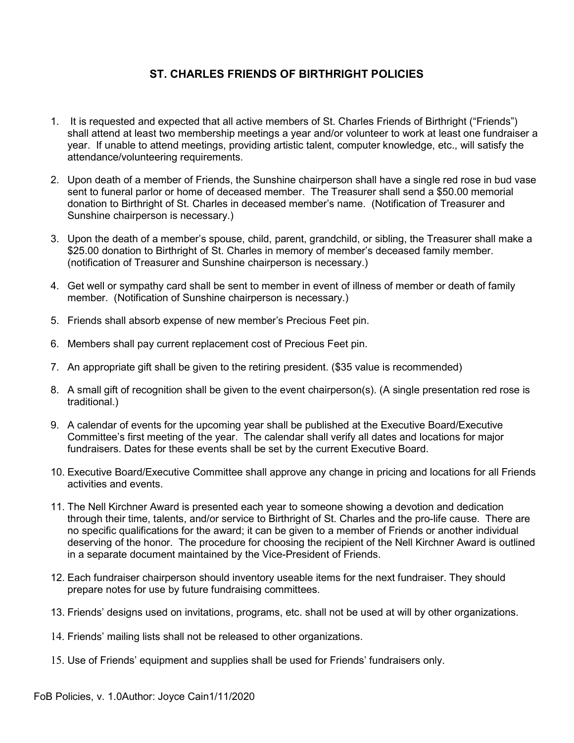# ST. CHARLES FRIENDS OF BIRTHRIGHT POLICIES

1. It is requested and expected that all active members of St. Charles Friends of Birthright ("Friends") shall attend at least two membership meetings a year and/or volunteer to work at least one fundraiser a year. If unable to attend meetings, providing artistic talent, computer knowledge, etc., will satisfy the attendance/volunteering requirements.

2. Upon death of a member of Friends, the Sunshine chairperson shall have a single red rose in bud vase sent to funeral parlor or home of deceased member. The Treasurer shall send a $50.00 memorial donation to Birthright of St. Charles in deceased member's name. (Notification of Treasurer and Sunshine chairperson is necessary.)

3. Upon the death of a member's spouse, child, parent, grandchild, or sibling, the Treasurer shall make a $25.00 donation to Birthright of St. Charles in memory of member's deceased family member. (notification of Treasurer and Sunshine chairperson is necessary.)

4. Get well or sympathy card shall be sent to member in event of illness of member or death of family member. (Notification of Sunshine chairperson is necessary.)

5. Friends shall absorb expense of new member's Precious Feet pin.

6. Members shall pay current replacement cost of Precious Feet pin.

7. An appropriate gift shall be given to the retiring president. ($35 value is recommended)

8. A small gift of recognition shall be given to the event chairperson(s). (A single presentation red rose is traditional.)

9. A calendar of events for the upcoming year shall be published at the Executive Board/Executive Committee's first meeting of the year. The calendar shall verify all dates and locations for major fundraisers. Dates for these events shall be set by the current Executive Board.

10. Executive Board/Executive Committee shall approve any change in pricing and locations for all Friends activities and events.

11. The Nell Kirchner Award is presented each year to someone showing a devotion and dedication through their time, talents, and/or service to Birthright of St. Charles and the pro-life cause. There are no specific qualifications for the award; it can be given to a member of Friends or another individual deserving of the honor. The procedure for choosing the recipient of the Nell Kirchner Award is outlined in a separate document maintained by the Vice-President of Friends.

12. Each fundraiser chairperson should inventory useable items for the next fundraiser. They should prepare notes for use by future fundraising committees.

13. Friends' designs used on invitations, programs, etc. shall not be used at will by other organizations.

14. Friends' mailing lists shall not be released to other organizations.

15. Use of Friends' equipment and supplies shall be used for Friends' fundraisers only.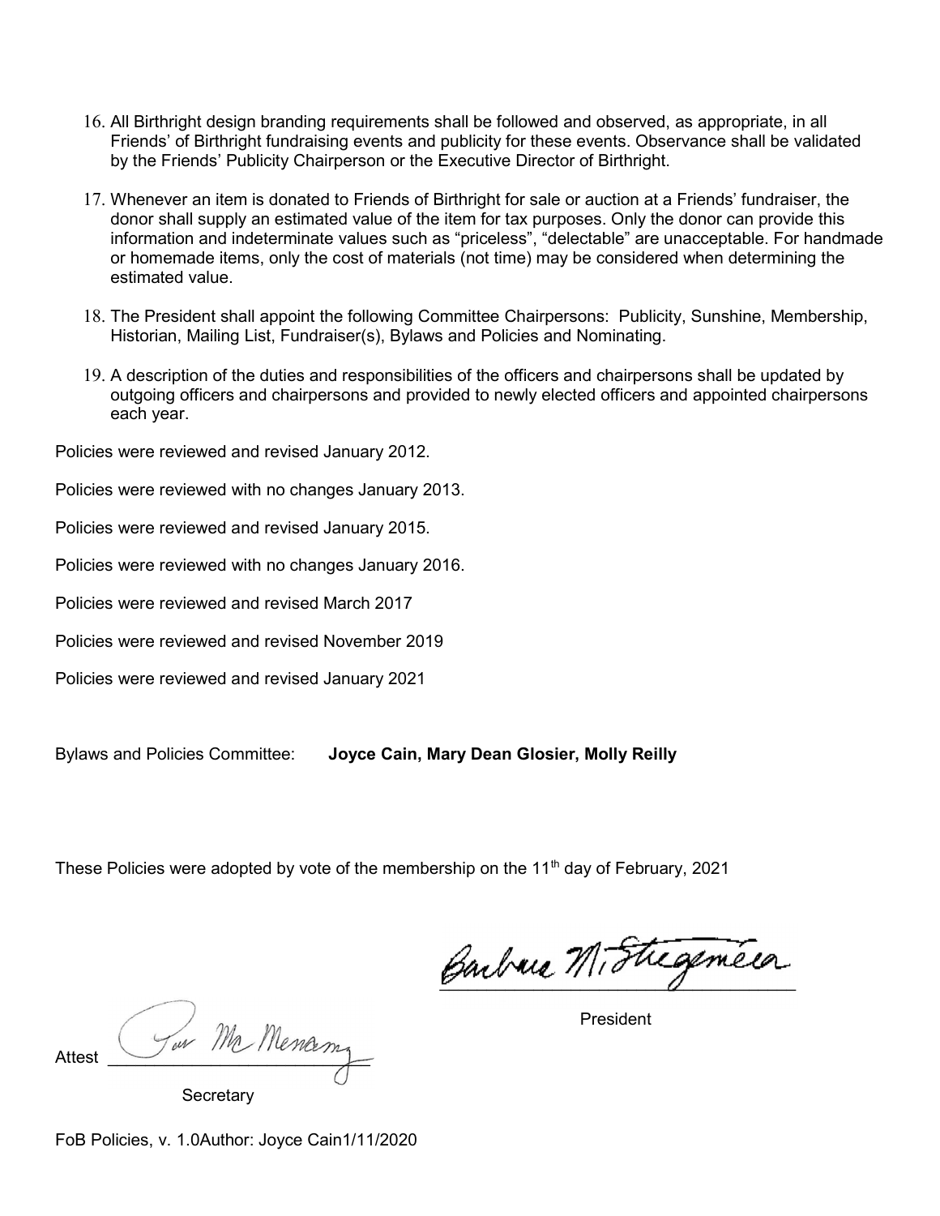16. All Birthright design branding requirements shall be followed and observed, as appropriate, in all Friends' of Birthright fundraising events and publicity for these events. Observance shall be validated by the Friends' Publicity Chairperson or the Executive Director of Birthright.

17. Whenever an item is donated to Friends of Birthright for sale or auction at a Friends' fundraiser, the donor shall supply an estimated value of the item for tax purposes. Only the donor can provide this information and indeterminate values such as "priceless", "delectable" are unacceptable. For handmade or homemade items, only the cost of materials (not time) may be considered when determining the estimated value.

18. The President shall appoint the following Committee Chairpersons: Publicity, Sunshine, Membership, Historian, Mailing List, Fundraiser(s), Bylaws and Policies and Nominating.

19. A description of the duties and responsibilities of the officers and chairpersons shall be updated by outgoing officers and chairpersons and provided to newly elected officers and appointed chairpersons each year.

Policies were reviewed and revised January 2012.

Policies were reviewed with no changes January 2013.

Policies were reviewed and revised January 2015.

Policies were reviewed with no changes January 2016.

Policies were reviewed and revised March 2017

Policies were reviewed and revised November 2019

Policies were reviewed and revised January 2021

Bylaws and Policies Committee: **Joyce Cain, Mary Dean Glosier, Molly Reilly**

These Policies were adopted by vote of the membership on the 11th day of February, 2021

Barbara M. Stegemeier

President

Attest Pat McMenamy

Secretary

FoB Policies, v. 1.0Author: Joyce Cain1/11/2020